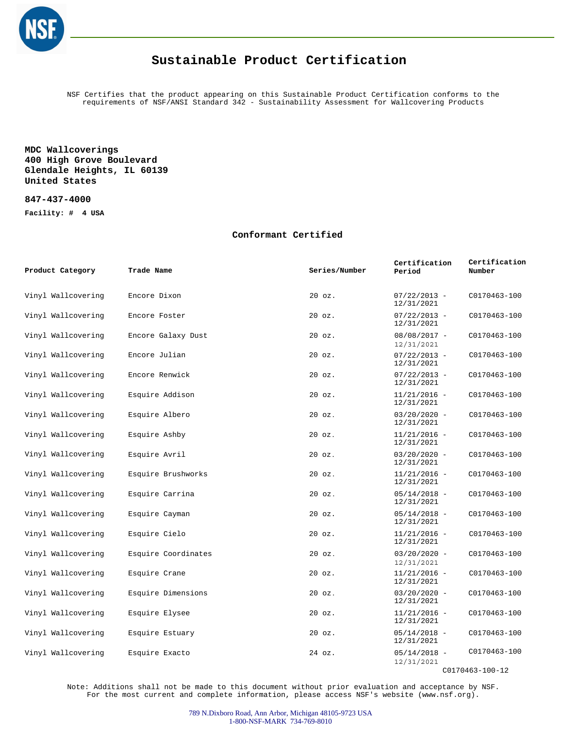# Sustainable Product Certification

NSF Certifies that the product appearing on this Sustainable Product Certification conforms to the requirements of NSF/ANSI Standard 342 - Sustainability Assessment for Wallcovering Products

**MDC Wallcoverings**
**400 High Grove Boulevard**
**Glendale Heights, IL 60139**
**United States**

**847-437-4000**

**Facility: # 4 USA**

## Conformant Certified

| Product Category | Trade Name | Series/Number | Certification Period | Certification Number |
|---|---|---|---|---|
| Vinyl Wallcovering | Encore Dixon | 20 oz. | 07/22/2013 - 12/31/2021 | C0170463-100 |
| Vinyl Wallcovering | Encore Foster | 20 oz. | 07/22/2013 - 12/31/2021 | C0170463-100 |
| Vinyl Wallcovering | Encore Galaxy Dust | 20 oz. | 08/08/2017 - 12/31/2021 | C0170463-100 |
| Vinyl Wallcovering | Encore Julian | 20 oz. | 07/22/2013 - 12/31/2021 | C0170463-100 |
| Vinyl Wallcovering | Encore Renwick | 20 oz. | 07/22/2013 - 12/31/2021 | C0170463-100 |
| Vinyl Wallcovering | Esquire Addison | 20 oz. | 11/21/2016 - 12/31/2021 | C0170463-100 |
| Vinyl Wallcovering | Esquire Albero | 20 oz. | 03/20/2020 - 12/31/2021 | C0170463-100 |
| Vinyl Wallcovering | Esquire Ashby | 20 oz. | 11/21/2016 - 12/31/2021 | C0170463-100 |
| Vinyl Wallcovering | Esquire Avril | 20 oz. | 03/20/2020 - 12/31/2021 | C0170463-100 |
| Vinyl Wallcovering | Esquire Brushworks | 20 oz. | 11/21/2016 - 12/31/2021 | C0170463-100 |
| Vinyl Wallcovering | Esquire Carrina | 20 oz. | 05/14/2018 - 12/31/2021 | C0170463-100 |
| Vinyl Wallcovering | Esquire Cayman | 20 oz. | 05/14/2018 - 12/31/2021 | C0170463-100 |
| Vinyl Wallcovering | Esquire Cielo | 20 oz. | 11/21/2016 - 12/31/2021 | C0170463-100 |
| Vinyl Wallcovering | Esquire Coordinates | 20 oz. | 03/20/2020 - 12/31/2021 | C0170463-100 |
| Vinyl Wallcovering | Esquire Crane | 20 oz. | 11/21/2016 - 12/31/2021 | C0170463-100 |
| Vinyl Wallcovering | Esquire Dimensions | 20 oz. | 03/20/2020 - 12/31/2021 | C0170463-100 |
| Vinyl Wallcovering | Esquire Elysee | 20 oz. | 11/21/2016 - 12/31/2021 | C0170463-100 |
| Vinyl Wallcovering | Esquire Estuary | 20 oz. | 05/14/2018 - 12/31/2021 | C0170463-100 |
| Vinyl Wallcovering | Esquire Exacto | 24 oz. | 05/14/2018 - 12/31/2021 | C0170463-100 |

C0170463-100-12

Note: Additions shall not be made to this document without prior evaluation and acceptance by NSF. For the most current and complete information, please access NSF's website (www.nsf.org).

789 N.Dixboro Road, Ann Arbor, Michigan 48105-9723 USA
1-800-NSF-MARK 734-769-8010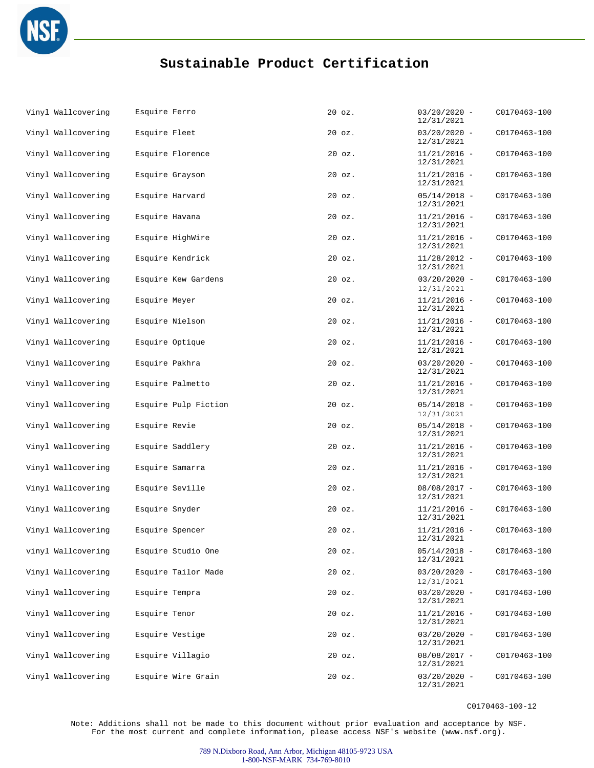# Sustainable Product Certification

| | | | | |
|---|---|---|---|---|
| Vinyl Wallcovering | Esquire Ferro | 20 oz. | 03/20/2020 - 12/31/2021 | C0170463-100 |
| Vinyl Wallcovering | Esquire Fleet | 20 oz. | 03/20/2020 - 12/31/2021 | C0170463-100 |
| Vinyl Wallcovering | Esquire Florence | 20 oz. | 11/21/2016 - 12/31/2021 | C0170463-100 |
| Vinyl Wallcovering | Esquire Grayson | 20 oz. | 11/21/2016 - 12/31/2021 | C0170463-100 |
| Vinyl Wallcovering | Esquire Harvard | 20 oz. | 05/14/2018 - 12/31/2021 | C0170463-100 |
| Vinyl Wallcovering | Esquire Havana | 20 oz. | 11/21/2016 - 12/31/2021 | C0170463-100 |
| Vinyl Wallcovering | Esquire HighWire | 20 oz. | 11/21/2016 - 12/31/2021 | C0170463-100 |
| Vinyl Wallcovering | Esquire Kendrick | 20 oz. | 11/28/2012 - 12/31/2021 | C0170463-100 |
| Vinyl Wallcovering | Esquire Kew Gardens | 20 oz. | 03/20/2020 - 12/31/2021 | C0170463-100 |
| Vinyl Wallcovering | Esquire Meyer | 20 oz. | 11/21/2016 - 12/31/2021 | C0170463-100 |
| Vinyl Wallcovering | Esquire Nielson | 20 oz. | 11/21/2016 - 12/31/2021 | C0170463-100 |
| Vinyl Wallcovering | Esquire Optique | 20 oz. | 11/21/2016 - 12/31/2021 | C0170463-100 |
| Vinyl Wallcovering | Esquire Pakhra | 20 oz. | 03/20/2020 - 12/31/2021 | C0170463-100 |
| Vinyl Wallcovering | Esquire Palmetto | 20 oz. | 11/21/2016 - 12/31/2021 | C0170463-100 |
| Vinyl Wallcovering | Esquire Pulp Fiction | 20 oz. | 05/14/2018 - 12/31/2021 | C0170463-100 |
| Vinyl Wallcovering | Esquire Revie | 20 oz. | 05/14/2018 - 12/31/2021 | C0170463-100 |
| Vinyl Wallcovering | Esquire Saddlery | 20 oz. | 11/21/2016 - 12/31/2021 | C0170463-100 |
| Vinyl Wallcovering | Esquire Samarra | 20 oz. | 11/21/2016 - 12/31/2021 | C0170463-100 |
| Vinyl Wallcovering | Esquire Seville | 20 oz. | 08/08/2017 - 12/31/2021 | C0170463-100 |
| Vinyl Wallcovering | Esquire Snyder | 20 oz. | 11/21/2016 - 12/31/2021 | C0170463-100 |
| Vinyl Wallcovering | Esquire Spencer | 20 oz. | 11/21/2016 - 12/31/2021 | C0170463-100 |
| vinyl Wallcovering | Esquire Studio One | 20 oz. | 05/14/2018 - 12/31/2021 | C0170463-100 |
| Vinyl Wallcovering | Esquire Tailor Made | 20 oz. | 03/20/2020 - 12/31/2021 | C0170463-100 |
| Vinyl Wallcovering | Esquire Tempra | 20 oz. | 03/20/2020 - 12/31/2021 | C0170463-100 |
| Vinyl Wallcovering | Esquire Tenor | 20 oz. | 11/21/2016 - 12/31/2021 | C0170463-100 |
| Vinyl Wallcovering | Esquire Vestige | 20 oz. | 03/20/2020 - 12/31/2021 | C0170463-100 |
| Vinyl Wallcovering | Esquire Villagio | 20 oz. | 08/08/2017 - 12/31/2021 | C0170463-100 |
| Vinyl Wallcovering | Esquire Wire Grain | 20 oz. | 03/20/2020 - 12/31/2021 | C0170463-100 |

C0170463-100-12

Note: Additions shall not be made to this document without prior evaluation and acceptance by NSF. For the most current and complete information, please access NSF's website (www.nsf.org).

789 N.Dixboro Road, Ann Arbor, Michigan 48105-9723 USA
1-800-NSF-MARK 734-769-8010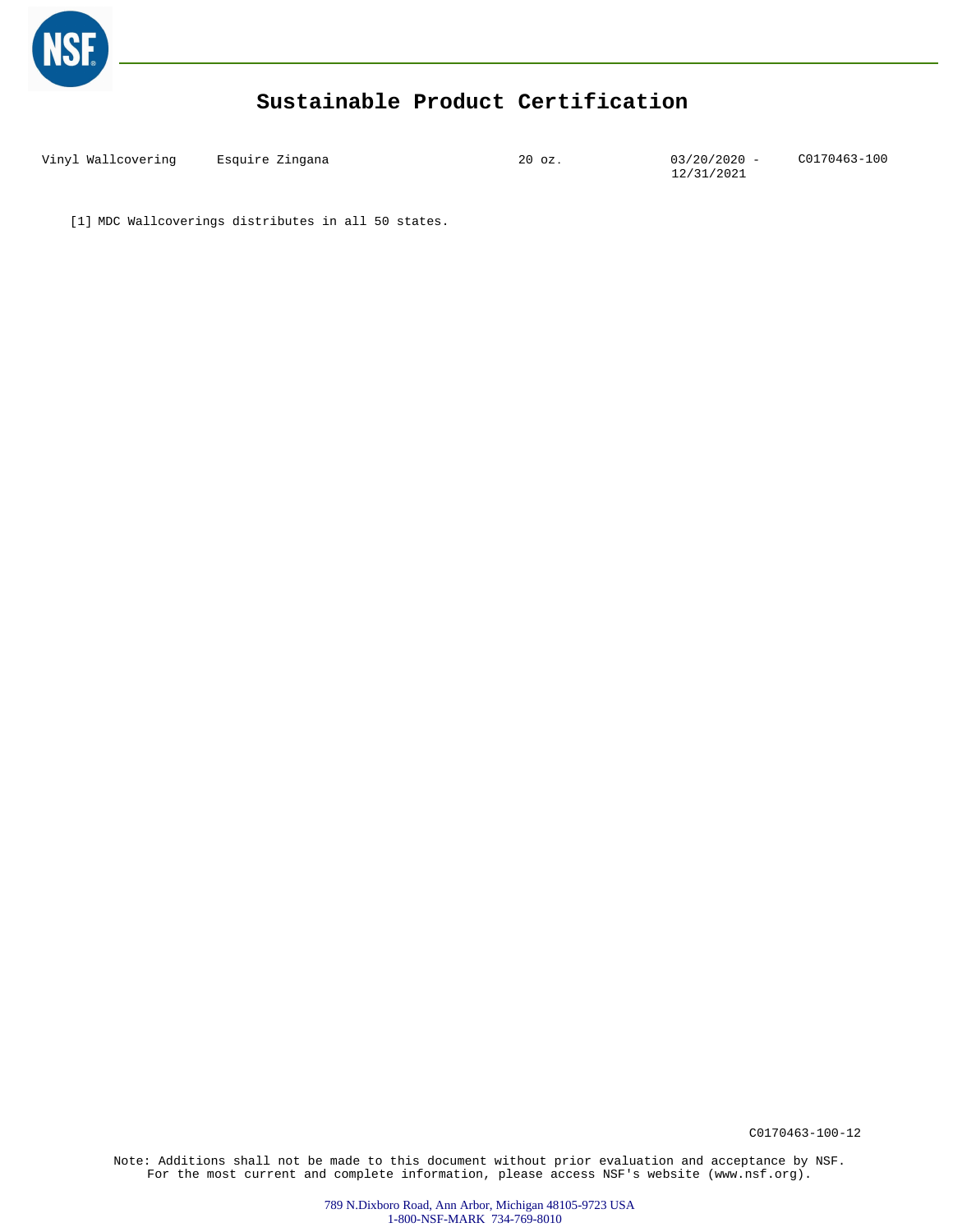## Sustainable Product Certification

| | | | | |
|---|---|---|---|---|
| Vinyl Wallcovering | Esquire Zingana | 20 oz. | 03/20/2020 - 12/31/2021 | C0170463-100 |

[1] MDC Wallcoverings distributes in all 50 states.

C0170463-100-12

Note: Additions shall not be made to this document without prior evaluation and acceptance by NSF. For the most current and complete information, please access NSF's website (www.nsf.org).

789 N.Dixboro Road, Ann Arbor, Michigan 48105-9723 USA
1-800-NSF-MARK 734-769-8010